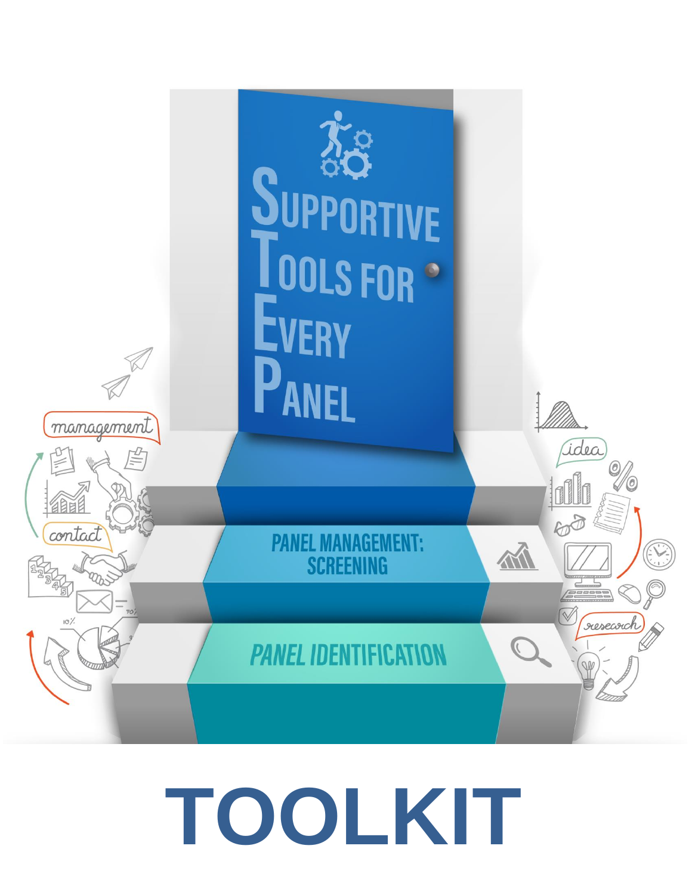# Supportive Tools for Every Panel

PANEL MANAGEMENT: SCREENING

PANEL IDENTIFICATION

# TOOLKIT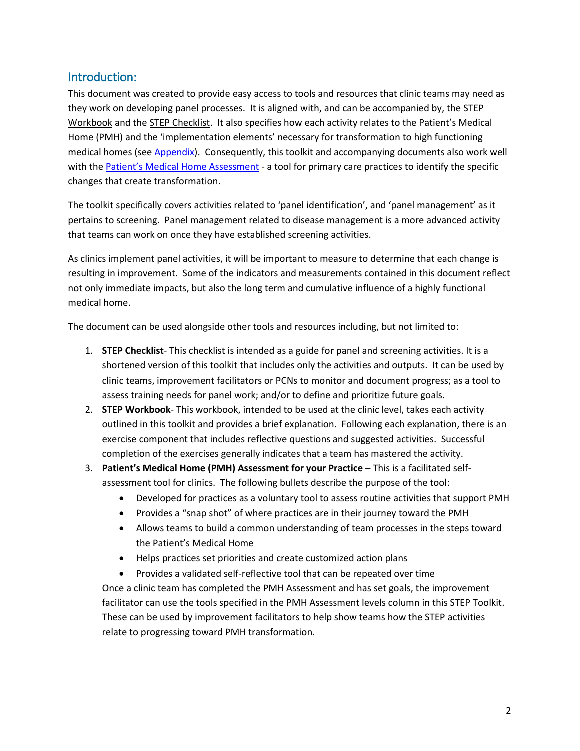## Introduction:

This document was created to provide easy access to tools and resources that clinic teams may need as they work on developing panel processes. It is aligned with, and can be accompanied by, the STEP Workbook and the STEP Checklist. It also specifies how each activity relates to the Patient's Medical Home (PMH) and the 'implementation elements' necessary for transformation to high functioning medical homes (see Appendix). Consequently, this toolkit and accompanying documents also work well with the Patient's Medical Home Assessment - a tool for primary care practices to identify the specific changes that create transformation.

The toolkit specifically covers activities related to 'panel identification', and 'panel management' as it pertains to screening. Panel management related to disease management is a more advanced activity that teams can work on once they have established screening activities.

As clinics implement panel activities, it will be important to measure to determine that each change is resulting in improvement. Some of the indicators and measurements contained in this document reflect not only immediate impacts, but also the long term and cumulative influence of a highly functional medical home.

The document can be used alongside other tools and resources including, but not limited to:

1. **STEP Checklist**- This checklist is intended as a guide for panel and screening activities. It is a shortened version of this toolkit that includes only the activities and outputs. It can be used by clinic teams, improvement facilitators or PCNs to monitor and document progress; as a tool to assess training needs for panel work; and/or to define and prioritize future goals.
2. **STEP Workbook**- This workbook, intended to be used at the clinic level, takes each activity outlined in this toolkit and provides a brief explanation. Following each explanation, there is an exercise component that includes reflective questions and suggested activities. Successful completion of the exercises generally indicates that a team has mastered the activity.
3. **Patient's Medical Home (PMH) Assessment for your Practice** – This is a facilitated self-assessment tool for clinics. The following bullets describe the purpose of the tool:
   - Developed for practices as a voluntary tool to assess routine activities that support PMH
   - Provides a "snap shot" of where practices are in their journey toward the PMH
   - Allows teams to build a common understanding of team processes in the steps toward the Patient's Medical Home
   - Helps practices set priorities and create customized action plans
   - Provides a validated self-reflective tool that can be repeated over time

   Once a clinic team has completed the PMH Assessment and has set goals, the improvement facilitator can use the tools specified in the PMH Assessment levels column in this STEP Toolkit. These can be used by improvement facilitators to help show teams how the STEP activities relate to progressing toward PMH transformation.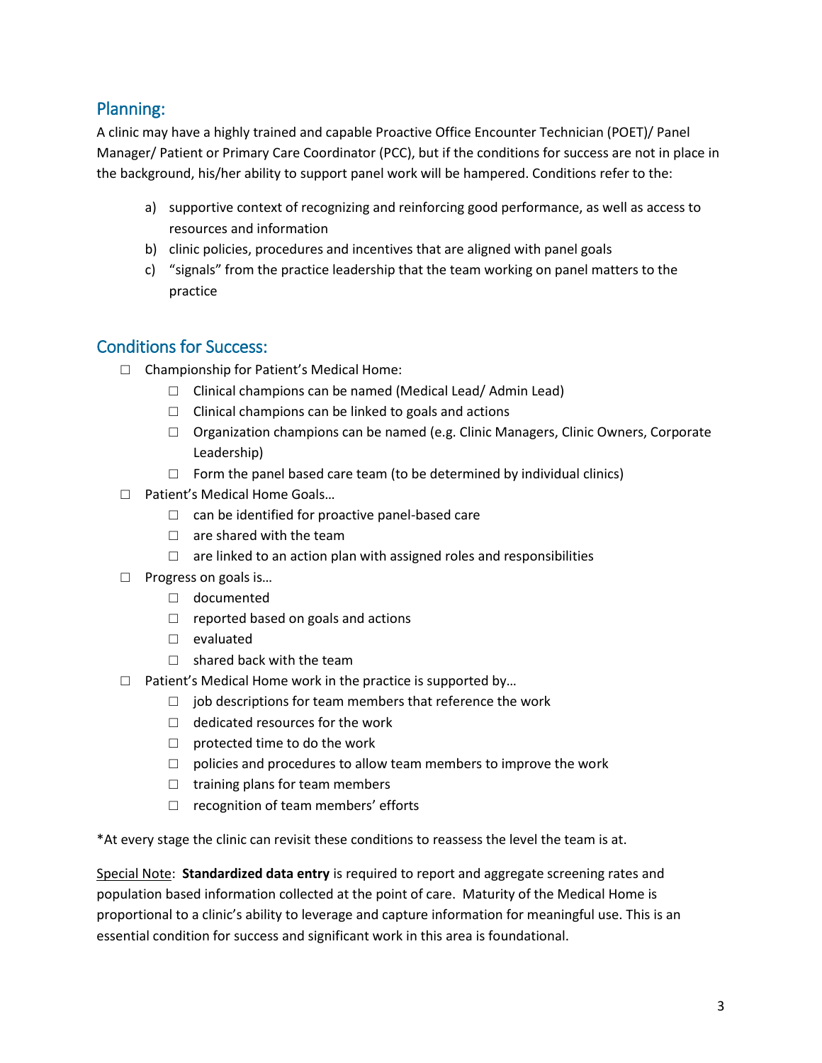## Planning:

A clinic may have a highly trained and capable Proactive Office Encounter Technician (POET)/ Panel Manager/ Patient or Primary Care Coordinator (PCC), but if the conditions for success are not in place in the background, his/her ability to support panel work will be hampered. Conditions refer to the:

a) supportive context of recognizing and reinforcing good performance, as well as access to resources and information
b) clinic policies, procedures and incentives that are aligned with panel goals
c) "signals" from the practice leadership that the team working on panel matters to the practice

## Conditions for Success:

- ☐ Championship for Patient's Medical Home:
  - ☐ Clinical champions can be named (Medical Lead/ Admin Lead)
  - ☐ Clinical champions can be linked to goals and actions
  - ☐ Organization champions can be named (e.g. Clinic Managers, Clinic Owners, Corporate Leadership)
  - ☐ Form the panel based care team (to be determined by individual clinics)
- ☐ Patient's Medical Home Goals…
  - ☐ can be identified for proactive panel-based care
  - ☐ are shared with the team
  - ☐ are linked to an action plan with assigned roles and responsibilities
- ☐ Progress on goals is…
  - ☐ documented
  - ☐ reported based on goals and actions
  - ☐ evaluated
  - ☐ shared back with the team
- ☐ Patient's Medical Home work in the practice is supported by…
  - ☐ job descriptions for team members that reference the work
  - ☐ dedicated resources for the work
  - ☐ protected time to do the work
  - ☐ policies and procedures to allow team members to improve the work
  - ☐ training plans for team members
  - ☐ recognition of team members' efforts

*At every stage the clinic can revisit these conditions to reassess the level the team is at.

<u>Special Note</u>: **Standardized data entry** is required to report and aggregate screening rates and population based information collected at the point of care. Maturity of the Medical Home is proportional to a clinic's ability to leverage and capture information for meaningful use. This is an essential condition for success and significant work in this area is foundational.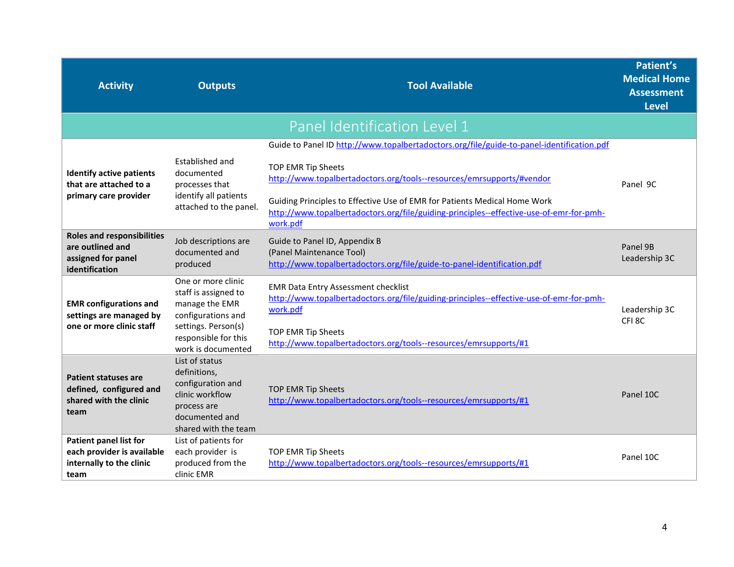| Activity | Outputs | Tool Available | Patient's Medical Home Assessment Level |
|---|---|---|---|
| **Panel Identification Level 1** | | | |
| **Identify active patients that are attached to a primary care provider** | Established and documented processes that identify all patients attached to the panel. | Guide to Panel ID http://www.topalbertadoctors.org/file/guide-to-panel-identification.pdf<br><br>TOP EMR Tip Sheets http://www.topalbertadoctors.org/tools--resources/emrsupports/#vendor<br><br>Guiding Principles to Effective Use of EMR for Patients Medical Home Work http://www.topalbertadoctors.org/file/guiding-principles--effective-use-of-emr-for-pmh-work.pdf | Panel 9C |
| **Roles and responsibilities are outlined and assigned for panel identification** | Job descriptions are documented and produced | Guide to Panel ID, Appendix B (Panel Maintenance Tool) http://www.topalbertadoctors.org/file/guide-to-panel-identification.pdf | Panel 9B<br>Leadership 3C |
| **EMR configurations and settings are managed by one or more clinic staff** | One or more clinic staff is assigned to manage the EMR configurations and settings. Person(s) responsible for this work is documented | EMR Data Entry Assessment checklist http://www.topalbertadoctors.org/file/guiding-principles--effective-use-of-emr-for-pmh-work.pdf<br><br>TOP EMR Tip Sheets http://www.topalbertadoctors.org/tools--resources/emrsupports/#1 | Leadership 3C<br>CFI 8C |
| **Patient statuses are defined, configured and shared with the clinic team** | List of status definitions, configuration and clinic workflow process are documented and shared with the team | TOP EMR Tip Sheets http://www.topalbertadoctors.org/tools--resources/emrsupports/#1 | Panel 10C |
| **Patient panel list for each provider is available internally to the clinic team** | List of patients for each provider is produced from the clinic EMR | TOP EMR Tip Sheets http://www.topalbertadoctors.org/tools--resources/emrsupports/#1 | Panel 10C |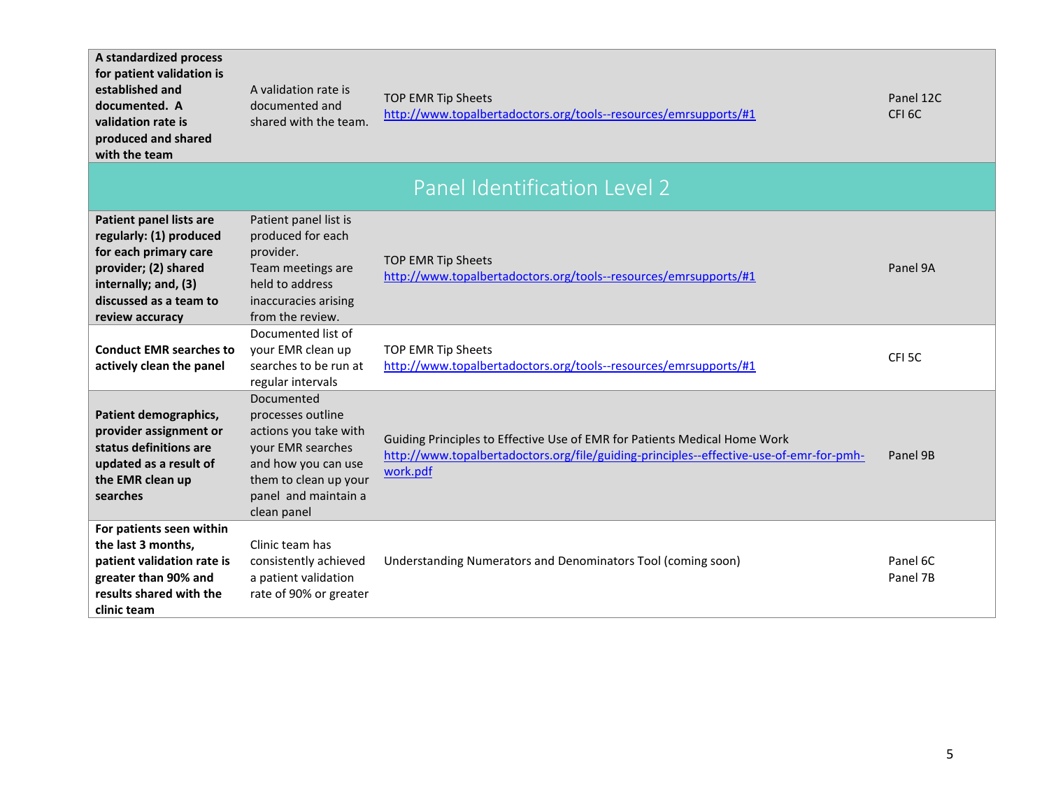| | | | |
|---|---|---|---|
| **A standardized process for patient validation is established and documented. A validation rate is produced and shared with the team** | A validation rate is documented and shared with the team. | TOP EMR Tip Sheets<br>http://www.topalbertadoctors.org/tools--resources/emrsupports/#1 | Panel 12C<br>CFI 6C |
| **Panel Identification Level 2** | | | |
| **Patient panel lists are regularly: (1) produced for each primary care provider; (2) shared internally; and, (3) discussed as a team to review accuracy** | Patient panel list is produced for each provider.<br>Team meetings are held to address inaccuracies arising from the review. | TOP EMR Tip Sheets<br>http://www.topalbertadoctors.org/tools--resources/emrsupports/#1 | Panel 9A |
| **Conduct EMR searches to actively clean the panel** | Documented list of your EMR clean up searches to be run at regular intervals | TOP EMR Tip Sheets<br>http://www.topalbertadoctors.org/tools--resources/emrsupports/#1 | CFI 5C |
| **Patient demographics, provider assignment or status definitions are updated as a result of the EMR clean up searches** | Documented processes outline actions you take with your EMR searches and how you can use them to clean up your panel and maintain a clean panel | Guiding Principles to Effective Use of EMR for Patients Medical Home Work<br>http://www.topalbertadoctors.org/file/guiding-principles--effective-use-of-emr-for-pmh-work.pdf | Panel 9B |
| **For patients seen within the last 3 months, patient validation rate is greater than 90% and results shared with the clinic team** | Clinic team has consistently achieved a patient validation rate of 90% or greater | Understanding Numerators and Denominators Tool (coming soon) | Panel 6C<br>Panel 7B |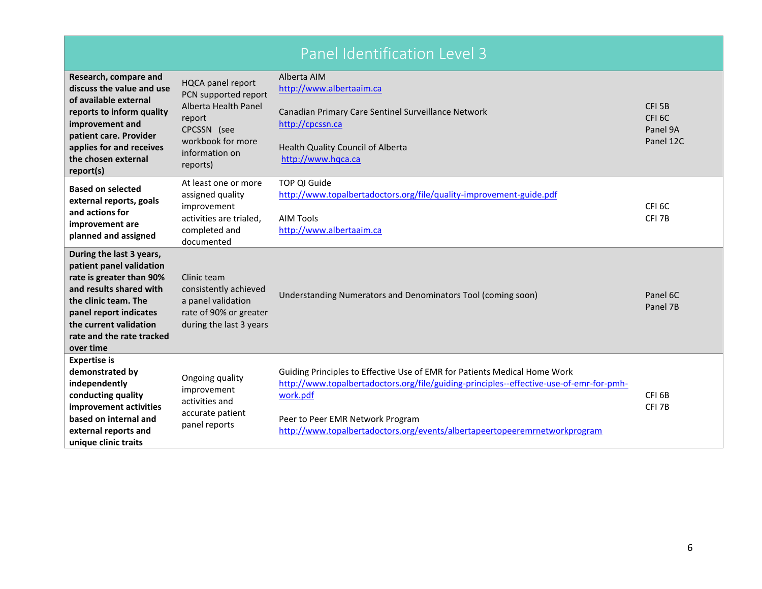# Panel Identification Level 3

| | | | |
|---|---|---|---|
| **Research, compare and discuss the value and use of available external reports to inform quality improvement and patient care. Provider applies for and receives the chosen external report(s)** | HQCA panel report<br>PCN supported report<br>Alberta Health Panel report<br>CPCSSN (see workbook for more information on reports) | Alberta AIM<br>http://www.albertaaim.ca<br><br>Canadian Primary Care Sentinel Surveillance Network<br>http://cpcssn.ca<br><br>Health Quality Council of Alberta<br>http://www.hqca.ca | CFI 5B<br>CFI 6C<br>Panel 9A<br>Panel 12C |
| **Based on selected external reports, goals and actions for improvement are planned and assigned** | At least one or more assigned quality improvement activities are trialed, completed and documented | TOP QI Guide<br>http://www.topalbertadoctors.org/file/quality-improvement-guide.pdf<br><br>AIM Tools<br>http://www.albertaaim.ca | CFI 6C<br>CFI 7B |
| **During the last 3 years, patient panel validation rate is greater than 90% and results shared with the clinic team. The panel report indicates the current validation rate and the rate tracked over time** | Clinic team consistently achieved a panel validation rate of 90% or greater during the last 3 years | Understanding Numerators and Denominators Tool (coming soon) | Panel 6C<br>Panel 7B |
| **Expertise is demonstrated by independently conducting quality improvement activities based on internal and external reports and unique clinic traits** | Ongoing quality improvement activities and accurate patient panel reports | Guiding Principles to Effective Use of EMR for Patients Medical Home Work<br>http://www.topalbertadoctors.org/file/guiding-principles--effective-use-of-emr-for-pmh-work.pdf<br><br>Peer to Peer EMR Network Program<br>http://www.topalbertadoctors.org/events/albertapeertopeeremrnetworkprogram | CFI 6B<br>CFI 7B |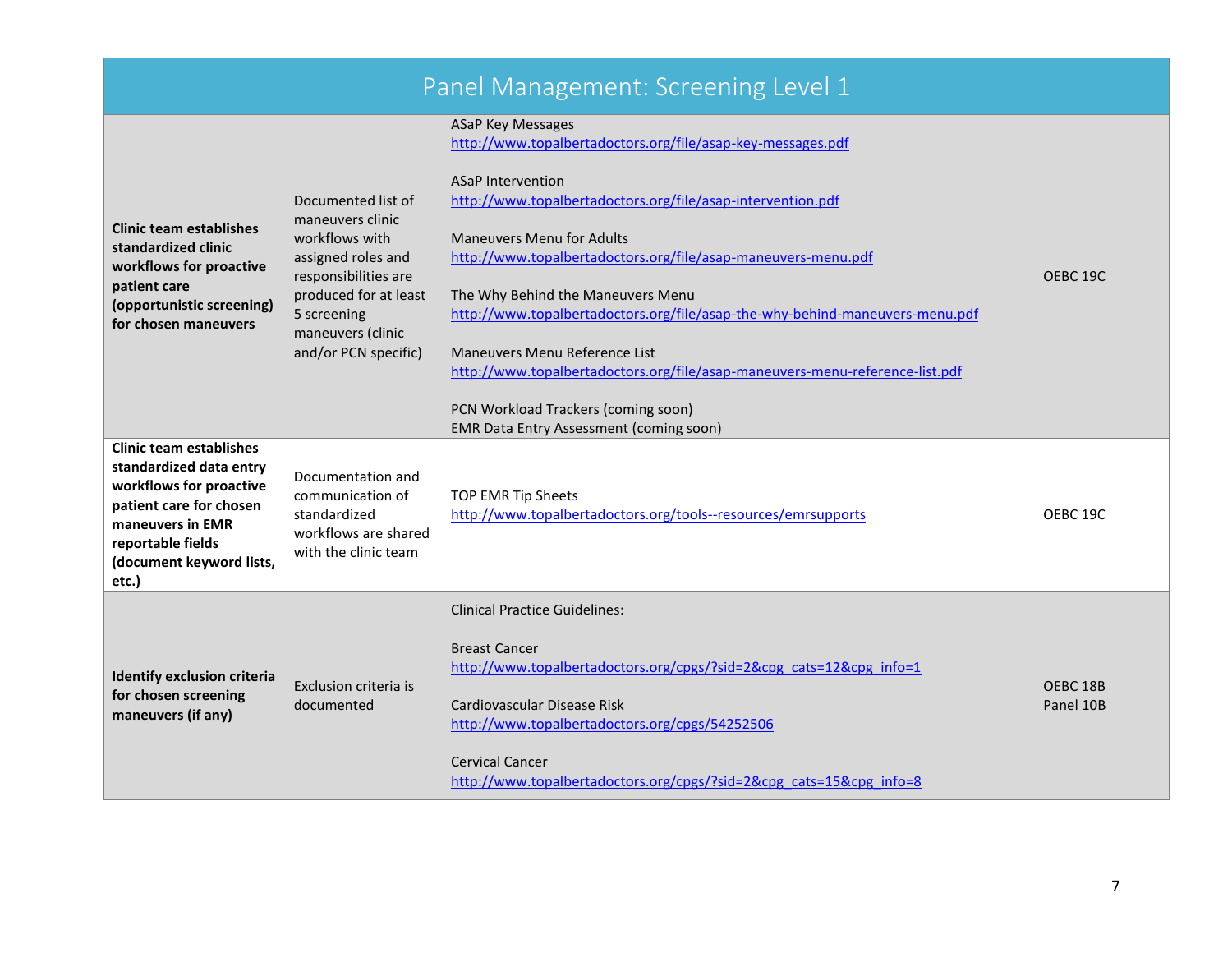| Panel Management: Screening Level 1 | | | |
|---|---|---|---|
| **Clinic team establishes standardized clinic workflows for proactive patient care (opportunistic screening) for chosen maneuvers** | Documented list of maneuvers clinic workflows with assigned roles and responsibilities are produced for at least 5 screening maneuvers (clinic and/or PCN specific) | ASaP Key Messages<br>http://www.topalbertadoctors.org/file/asap-key-messages.pdf<br><br>ASaP Intervention<br>http://www.topalbertadoctors.org/file/asap-intervention.pdf<br><br>Maneuvers Menu for Adults<br>http://www.topalbertadoctors.org/file/asap-maneuvers-menu.pdf<br><br>The Why Behind the Maneuvers Menu<br>http://www.topalbertadoctors.org/file/asap-the-why-behind-maneuvers-menu.pdf<br><br>Maneuvers Menu Reference List<br>http://www.topalbertadoctors.org/file/asap-maneuvers-menu-reference-list.pdf<br><br>PCN Workload Trackers (coming soon)<br>EMR Data Entry Assessment (coming soon) | OEBC 19C |
| **Clinic team establishes standardized data entry workflows for proactive patient care for chosen maneuvers in EMR reportable fields (document keyword lists, etc.)** | Documentation and communication of standardized workflows are shared with the clinic team | TOP EMR Tip Sheets<br>http://www.topalbertadoctors.org/tools--resources/emrsupports | OEBC 19C |
| **Identify exclusion criteria for chosen screening maneuvers (if any)** | Exclusion criteria is documented | Clinical Practice Guidelines:<br><br>Breast Cancer<br>http://www.topalbertadoctors.org/cpgs/?sid=2&cpg_cats=12&cpg_info=1<br><br>Cardiovascular Disease Risk<br>http://www.topalbertadoctors.org/cpgs/54252506<br><br>Cervical Cancer<br>http://www.topalbertadoctors.org/cpgs/?sid=2&cpg_cats=15&cpg_info=8 | OEBC 18B<br>Panel 10B |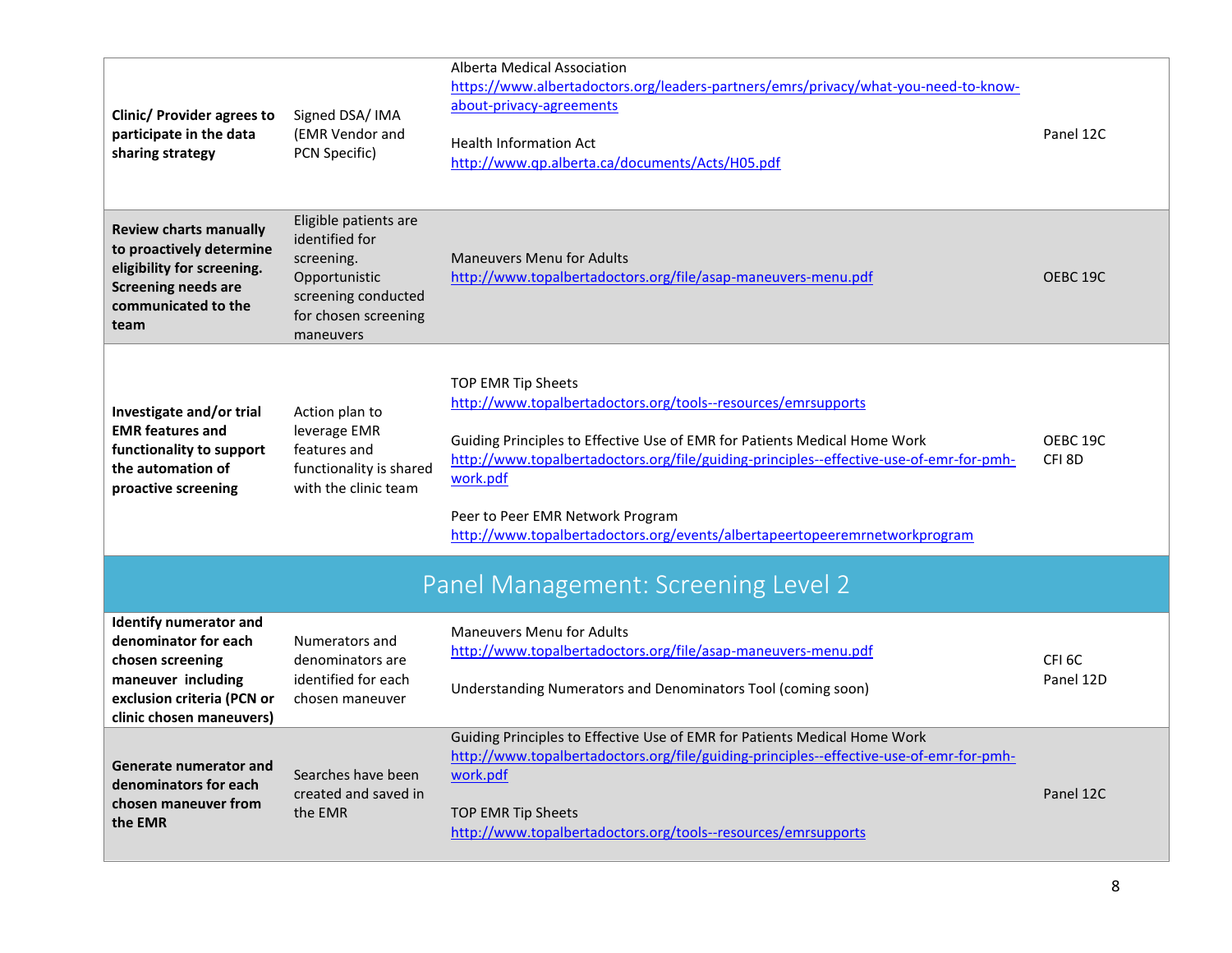| | | | |
|---|---|---|---|
| **Clinic/ Provider agrees to participate in the data sharing strategy** | Signed DSA/ IMA (EMR Vendor and PCN Specific) | Alberta Medical Association<br>https://www.albertadoctors.org/leaders-partners/emrs/privacy/what-you-need-to-know-about-privacy-agreements<br><br>Health Information Act<br>http://www.qp.alberta.ca/documents/Acts/H05.pdf | Panel 12C |
| **Review charts manually to proactively determine eligibility for screening. Screening needs are communicated to the team** | Eligible patients are identified for screening. Opportunistic screening conducted for chosen screening maneuvers | Maneuvers Menu for Adults<br>http://www.topalbertadoctors.org/file/asap-maneuvers-menu.pdf | OEBC 19C |
| **Investigate and/or trial EMR features and functionality to support the automation of proactive screening** | Action plan to leverage EMR features and functionality is shared with the clinic team | TOP EMR Tip Sheets<br>http://www.topalbertadoctors.org/tools--resources/emrsupports<br><br>Guiding Principles to Effective Use of EMR for Patients Medical Home Work<br>http://www.topalbertadoctors.org/file/guiding-principles--effective-use-of-emr-for-pmh-work.pdf<br><br>Peer to Peer EMR Network Program<br>http://www.topalbertadoctors.org/events/albertapeertopeeremrnetworkprogram | OEBC 19C<br>CFI 8D |
| **Panel Management: Screening Level 2** | | | |
| **Identify numerator and denominator for each chosen screening maneuver including exclusion criteria (PCN or clinic chosen maneuvers)** | Numerators and denominators are identified for each chosen maneuver | Maneuvers Menu for Adults<br>http://www.topalbertadoctors.org/file/asap-maneuvers-menu.pdf<br><br>Understanding Numerators and Denominators Tool (coming soon) | CFI 6C<br>Panel 12D |
| **Generate numerator and denominators for each chosen maneuver from the EMR** | Searches have been created and saved in the EMR | Guiding Principles to Effective Use of EMR for Patients Medical Home Work<br>http://www.topalbertadoctors.org/file/guiding-principles--effective-use-of-emr-for-pmh-work.pdf<br><br>TOP EMR Tip Sheets<br>http://www.topalbertadoctors.org/tools--resources/emrsupports | Panel 12C |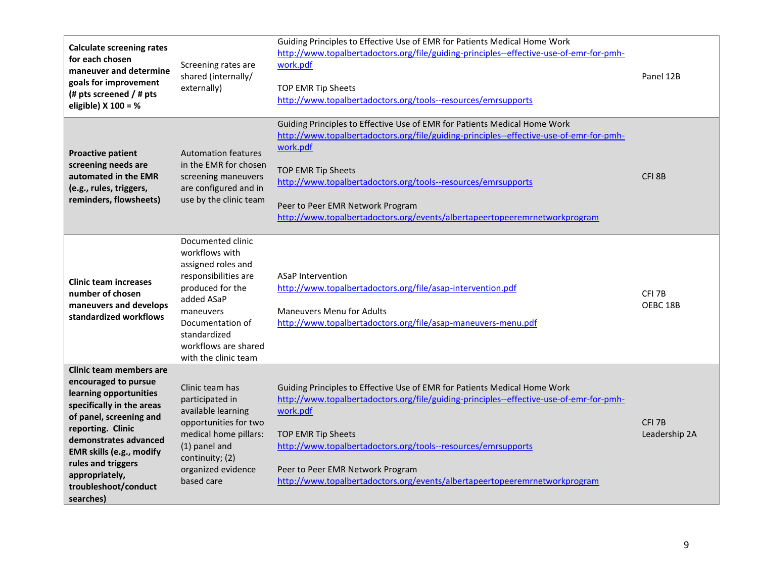| | | | |
|---|---|---|---|
| **Calculate screening rates for each chosen maneuver and determine goals for improvement (# pts screened / # pts eligible) X 100 = %** | Screening rates are shared (internally/ externally) | Guiding Principles to Effective Use of EMR for Patients Medical Home Work http://www.topalbertadoctors.org/file/guiding-principles--effective-use-of-emr-for-pmh-work.pdf<br><br>TOP EMR Tip Sheets http://www.topalbertadoctors.org/tools--resources/emrsupports | Panel 12B |
| **Proactive patient screening needs are automated in the EMR (e.g., rules, triggers, reminders, flowsheets)** | Automation features in the EMR for chosen screening maneuvers are configured and in use by the clinic team | Guiding Principles to Effective Use of EMR for Patients Medical Home Work http://www.topalbertadoctors.org/file/guiding-principles--effective-use-of-emr-for-pmh-work.pdf<br><br>TOP EMR Tip Sheets http://www.topalbertadoctors.org/tools--resources/emrsupports<br><br>Peer to Peer EMR Network Program http://www.topalbertadoctors.org/events/albertapeertopeeremrnetworkprogram | CFI 8B |
| **Clinic team increases number of chosen maneuvers and develops standardized workflows** | Documented clinic workflows with assigned roles and responsibilities are produced for the added ASaP maneuvers<br>Documentation of standardized workflows are shared with the clinic team | ASaP Intervention http://www.topalbertadoctors.org/file/asap-intervention.pdf<br><br>Maneuvers Menu for Adults http://www.topalbertadoctors.org/file/asap-maneuvers-menu.pdf | CFI 7B<br>OEBC 18B |
| **Clinic team members are encouraged to pursue learning opportunities specifically in the areas of panel, screening and reporting. Clinic demonstrates advanced EMR skills (e.g., modify rules and triggers appropriately, troubleshoot/conduct searches)** | Clinic team has participated in available learning opportunities for two medical home pillars: (1) panel and continuity; (2) organized evidence based care | Guiding Principles to Effective Use of EMR for Patients Medical Home Work http://www.topalbertadoctors.org/file/guiding-principles--effective-use-of-emr-for-pmh-work.pdf<br><br>TOP EMR Tip Sheets http://www.topalbertadoctors.org/tools--resources/emrsupports<br><br>Peer to Peer EMR Network Program http://www.topalbertadoctors.org/events/albertapeertopeeremrnetworkprogram | CFI 7B<br>Leadership 2A |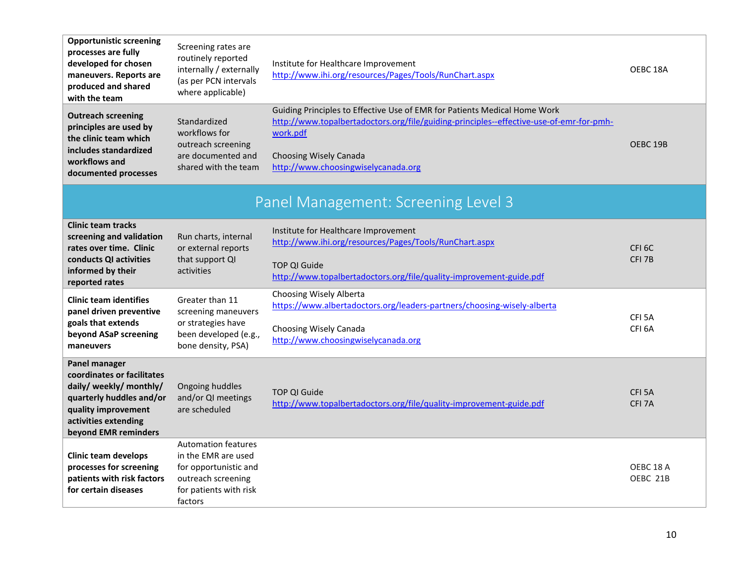| | | | |
|---|---|---|---|
| **Opportunistic screening processes are fully developed for chosen maneuvers. Reports are produced and shared with the team** | Screening rates are routinely reported internally / externally (as per PCN intervals where applicable) | Institute for Healthcare Improvement<br>http://www.ihi.org/resources/Pages/Tools/RunChart.aspx | OEBC 18A |
| **Outreach screening principles are used by the clinic team which includes standardized workflows and documented processes** | Standardized workflows for outreach screening are documented and shared with the team | Guiding Principles to Effective Use of EMR for Patients Medical Home Work<br>http://www.topalbertadoctors.org/file/guiding-principles--effective-use-of-emr-for-pmh-work.pdf<br><br>Choosing Wisely Canada<br>http://www.choosingwiselycanada.org | OEBC 19B |
| **Panel Management: Screening Level 3** | | | |
| **Clinic team tracks screening and validation rates over time. Clinic conducts QI activities informed by their reported rates** | Run charts, internal or external reports that support QI activities | Institute for Healthcare Improvement<br>http://www.ihi.org/resources/Pages/Tools/RunChart.aspx<br><br>TOP QI Guide<br>http://www.topalbertadoctors.org/file/quality-improvement-guide.pdf | CFI 6C<br>CFI 7B |
| **Clinic team identifies panel driven preventive goals that extends beyond ASaP screening maneuvers** | Greater than 11 screening maneuvers or strategies have been developed (e.g., bone density, PSA) | Choosing Wisely Alberta<br>https://www.albertadoctors.org/leaders-partners/choosing-wisely-alberta<br><br>Choosing Wisely Canada<br>http://www.choosingwiselycanada.org | CFI 5A<br>CFI 6A |
| **Panel manager coordinates or facilitates daily/ weekly/ monthly/ quarterly huddles and/or quality improvement activities extending beyond EMR reminders** | Ongoing huddles and/or QI meetings are scheduled | TOP QI Guide<br>http://www.topalbertadoctors.org/file/quality-improvement-guide.pdf | CFI 5A<br>CFI 7A |
| **Clinic team develops processes for screening patients with risk factors for certain diseases** | Automation features in the EMR are used for opportunistic and outreach screening for patients with risk factors | | OEBC 18 A<br>OEBC 21B |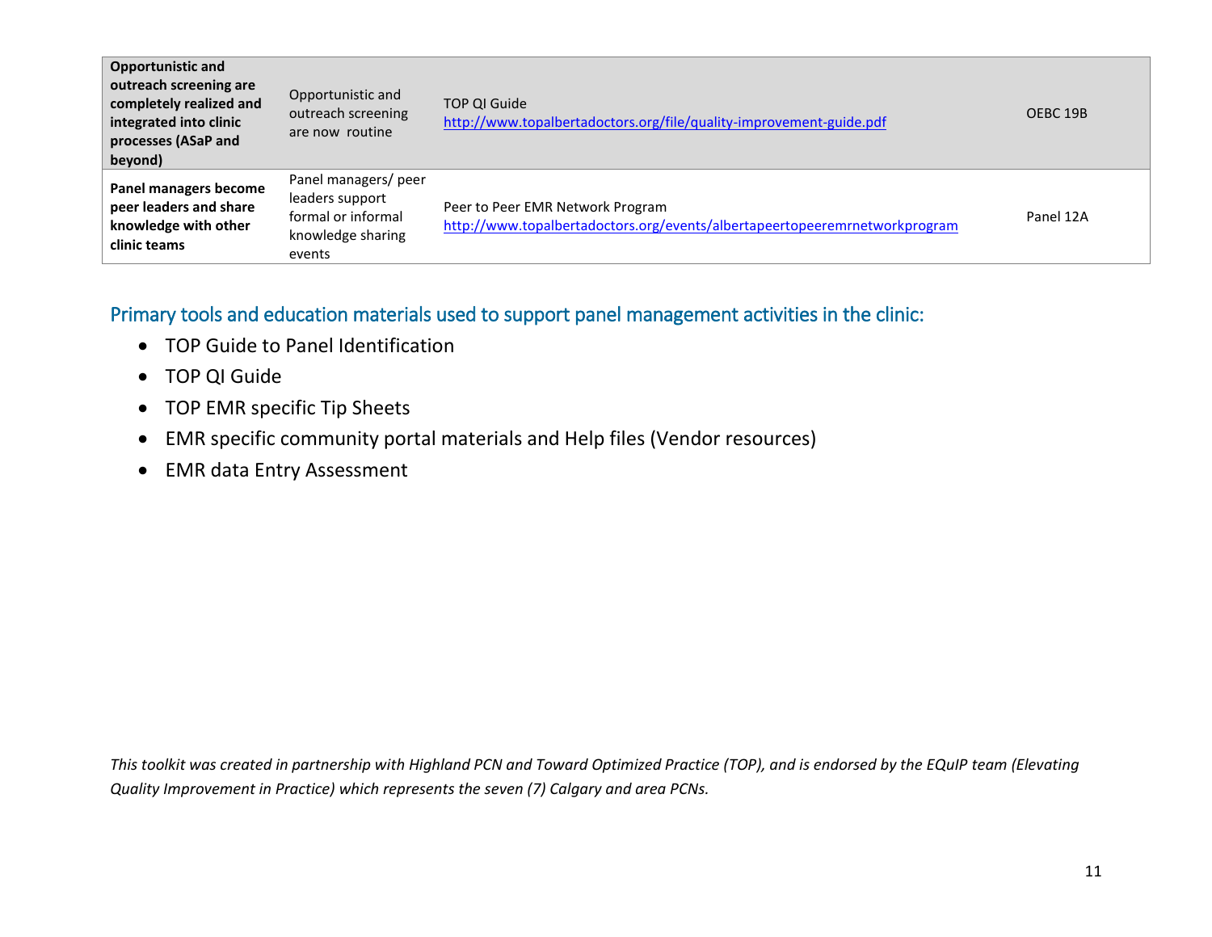| | | | |
|---|---|---|---|
| **Opportunistic and outreach screening are completely realized and integrated into clinic processes (ASaP and beyond)** | Opportunistic and outreach screening are now routine | TOP QI Guide http://www.topalbertadoctors.org/file/quality-improvement-guide.pdf | OEBC 19B |
| **Panel managers become peer leaders and share knowledge with other clinic teams** | Panel managers/ peer leaders support formal or informal knowledge sharing events | Peer to Peer EMR Network Program http://www.topalbertadoctors.org/events/albertapeertopeeremrnetworkprogram | Panel 12A |

## Primary tools and education materials used to support panel management activities in the clinic:

- TOP Guide to Panel Identification
- TOP QI Guide
- TOP EMR specific Tip Sheets
- EMR specific community portal materials and Help files (Vendor resources)
- EMR data Entry Assessment

*This toolkit was created in partnership with Highland PCN and Toward Optimized Practice (TOP), and is endorsed by the EQuIP team (Elevating Quality Improvement in Practice) which represents the seven (7) Calgary and area PCNs.*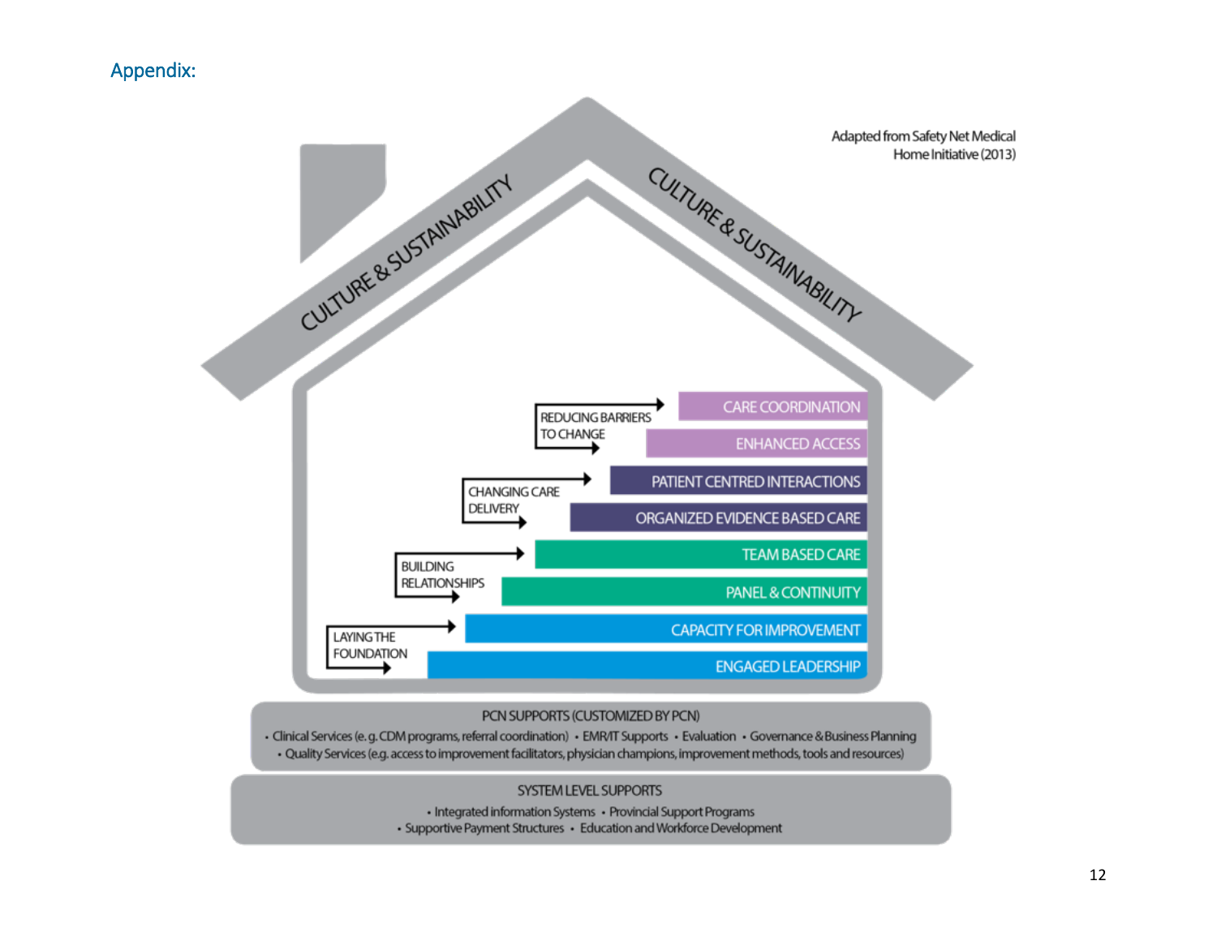## Appendix:

Adapted from Safety Net Medical Home Initiative (2013)

CULTURE & SUSTAINABILITY

CULTURE & SUSTAINABILITY

REDUCING BARRIERS TO CHANGE

CARE COORDINATION

ENHANCED ACCESS

CHANGING CARE DELIVERY

PATIENT CENTRED INTERACTIONS

ORGANIZED EVIDENCE BASED CARE

BUILDING RELATIONSHIPS

TEAM BASED CARE

PANEL & CONTINUITY

LAYING THE FOUNDATION

CAPACITY FOR IMPROVEMENT

ENGAGED LEADERSHIP

PCN SUPPORTS (CUSTOMIZED BY PCN)

- Clinical Services (e.g. CDM programs, referral coordination) • EMR/IT Supports • Evaluation • Governance & Business Planning
- Quality Services (e.g. access to improvement facilitators, physician champions, improvement methods, tools and resources)

SYSTEM LEVEL SUPPORTS

- Integrated information Systems • Provincial Support Programs
- Supportive Payment Structures • Education and Workforce Development